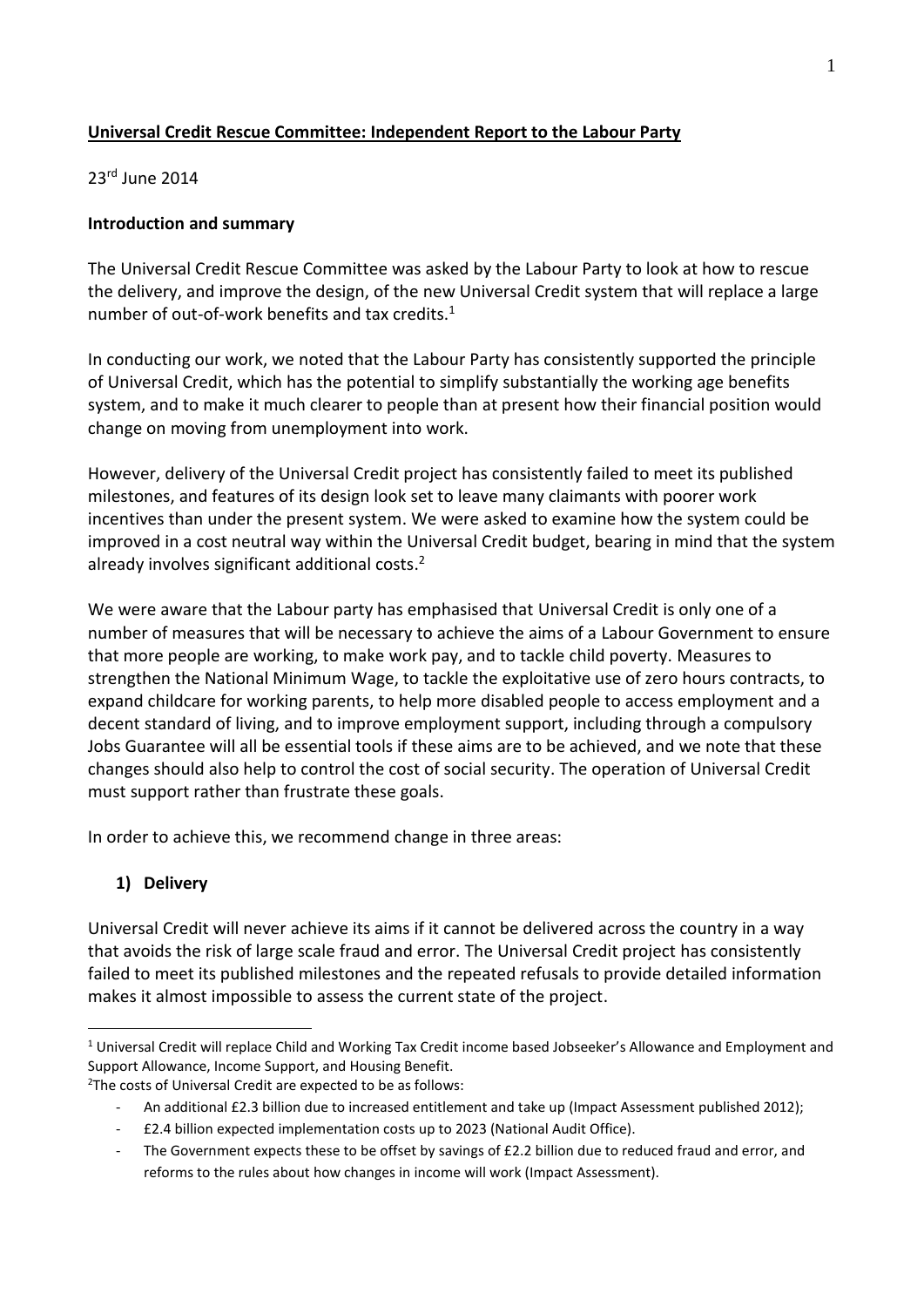**Universal Credit Rescue Committee: Independent Report to the Labour Party**

23rd June 2014

**Introduction and summary**

The Universal Credit Rescue Committee was asked by the Labour Party to look at how to rescue the delivery, and improve the design, of the new Universal Credit system that will replace a large number of out-of-work benefits and tax credits.[1]

In conducting our work, we noted that the Labour Party has consistently supported the principle of Universal Credit, which has the potential to simplify substantially the working age benefits system, and to make it much clearer to people than at present how their financial position would change on moving from unemployment into work.

However, delivery of the Universal Credit project has consistently failed to meet its published milestones, and features of its design look set to leave many claimants with poorer work incentives than under the present system. We were asked to examine how the system could be improved in a cost neutral way within the Universal Credit budget, bearing in mind that the system already involves significant additional costs.[2]

We were aware that the Labour party has emphasised that Universal Credit is only one of a number of measures that will be necessary to achieve the aims of a Labour Government to ensure that more people are working, to make work pay, and to tackle child poverty. Measures to strengthen the National Minimum Wage, to tackle the exploitative use of zero hours contracts, to expand childcare for working parents, to help more disabled people to access employment and a decent standard of living, and to improve employment support, including through a compulsory Jobs Guarantee will all be essential tools if these aims are to be achieved, and we note that these changes should also help to control the cost of social security. The operation of Universal Credit must support rather than frustrate these goals.

In order to achieve this, we recommend change in three areas:

**1) Delivery**

Universal Credit will never achieve its aims if it cannot be delivered across the country in a way that avoids the risk of large scale fraud and error. The Universal Credit project has consistently failed to meet its published milestones and the repeated refusals to provide detailed information makes it almost impossible to assess the current state of the project.

---

[1] Universal Credit will replace Child and Working Tax Credit income based Jobseeker's Allowance and Employment and Support Allowance, Income Support, and Housing Benefit.

[2] The costs of Universal Credit are expected to be as follows:

- An additional £2.3 billion due to increased entitlement and take up (Impact Assessment published 2012);
- £2.4 billion expected implementation costs up to 2023 (National Audit Office).
- The Government expects these to be offset by savings of £2.2 billion due to reduced fraud and error, and reforms to the rules about how changes in income will work (Impact Assessment).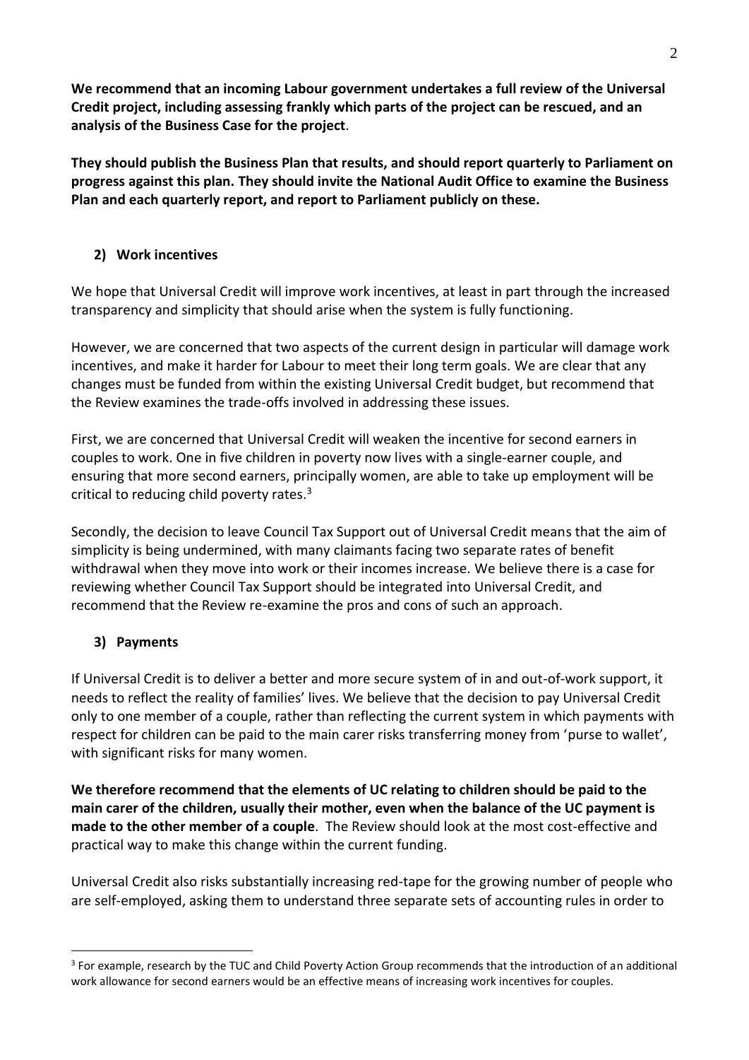**We recommend that an incoming Labour government undertakes a full review of the Universal Credit project, including assessing frankly which parts of the project can be rescued, and an analysis of the Business Case for the project**.

**They should publish the Business Plan that results, and should report quarterly to Parliament on progress against this plan. They should invite the National Audit Office to examine the Business Plan and each quarterly report, and report to Parliament publicly on these.**

### 2) Work incentives

We hope that Universal Credit will improve work incentives, at least in part through the increased transparency and simplicity that should arise when the system is fully functioning.

However, we are concerned that two aspects of the current design in particular will damage work incentives, and make it harder for Labour to meet their long term goals. We are clear that any changes must be funded from within the existing Universal Credit budget, but recommend that the Review examines the trade-offs involved in addressing these issues.

First, we are concerned that Universal Credit will weaken the incentive for second earners in couples to work. One in five children in poverty now lives with a single-earner couple, and ensuring that more second earners, principally women, are able to take up employment will be critical to reducing child poverty rates.[3]

Secondly, the decision to leave Council Tax Support out of Universal Credit means that the aim of simplicity is being undermined, with many claimants facing two separate rates of benefit withdrawal when they move into work or their incomes increase. We believe there is a case for reviewing whether Council Tax Support should be integrated into Universal Credit, and recommend that the Review re-examine the pros and cons of such an approach.

### 3) Payments

If Universal Credit is to deliver a better and more secure system of in and out-of-work support, it needs to reflect the reality of families' lives. We believe that the decision to pay Universal Credit only to one member of a couple, rather than reflecting the current system in which payments with respect for children can be paid to the main carer risks transferring money from 'purse to wallet', with significant risks for many women.

**We therefore recommend that the elements of UC relating to children should be paid to the main carer of the children, usually their mother, even when the balance of the UC payment is made to the other member of a couple**. The Review should look at the most cost-effective and practical way to make this change within the current funding.

Universal Credit also risks substantially increasing red-tape for the growing number of people who are self-employed, asking them to understand three separate sets of accounting rules in order to

---

[3] For example, research by the TUC and Child Poverty Action Group recommends that the introduction of an additional work allowance for second earners would be an effective means of increasing work incentives for couples.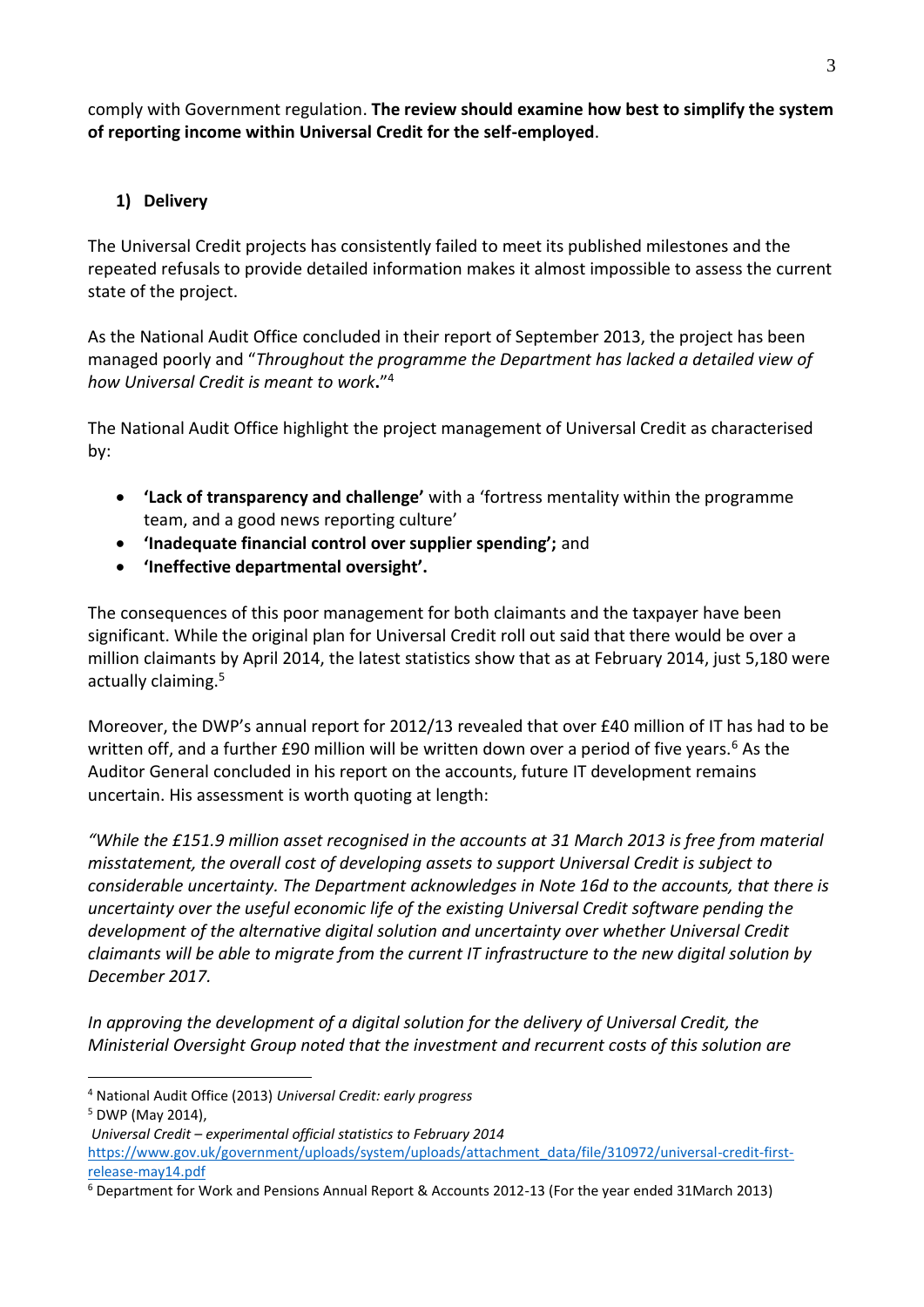comply with Government regulation. **The review should examine how best to simplify the system of reporting income within Universal Credit for the self-employed**.

## 1) Delivery

The Universal Credit projects has consistently failed to meet its published milestones and the repeated refusals to provide detailed information makes it almost impossible to assess the current state of the project.

As the National Audit Office concluded in their report of September 2013, the project has been managed poorly and "*Throughout the programme the Department has lacked a detailed view of how Universal Credit is meant to work***.**"[4]

The National Audit Office highlight the project management of Universal Credit as characterised by:

- **'Lack of transparency and challenge'** with a 'fortress mentality within the programme team, and a good news reporting culture'
- **'Inadequate financial control over supplier spending';** and
- **'Ineffective departmental oversight'.**

The consequences of this poor management for both claimants and the taxpayer have been significant. While the original plan for Universal Credit roll out said that there would be over a million claimants by April 2014, the latest statistics show that as at February 2014, just 5,180 were actually claiming.[5]

Moreover, the DWP's annual report for 2012/13 revealed that over £40 million of IT has had to be written off, and a further £90 million will be written down over a period of five years.[6] As the Auditor General concluded in his report on the accounts, future IT development remains uncertain. His assessment is worth quoting at length:

*"While the £151.9 million asset recognised in the accounts at 31 March 2013 is free from material misstatement, the overall cost of developing assets to support Universal Credit is subject to considerable uncertainty. The Department acknowledges in Note 16d to the accounts, that there is uncertainty over the useful economic life of the existing Universal Credit software pending the development of the alternative digital solution and uncertainty over whether Universal Credit claimants will be able to migrate from the current IT infrastructure to the new digital solution by December 2017.*

*In approving the development of a digital solution for the delivery of Universal Credit, the Ministerial Oversight Group noted that the investment and recurrent costs of this solution are*

---

[4] National Audit Office (2013) *Universal Credit: early progress*

[5] DWP (May 2014), *Universal Credit – experimental official statistics to February 2014* https://www.gov.uk/government/uploads/system/uploads/attachment_data/file/310972/universal-credit-first-release-may14.pdf

[6] Department for Work and Pensions Annual Report & Accounts 2012-13 (For the year ended 31March 2013)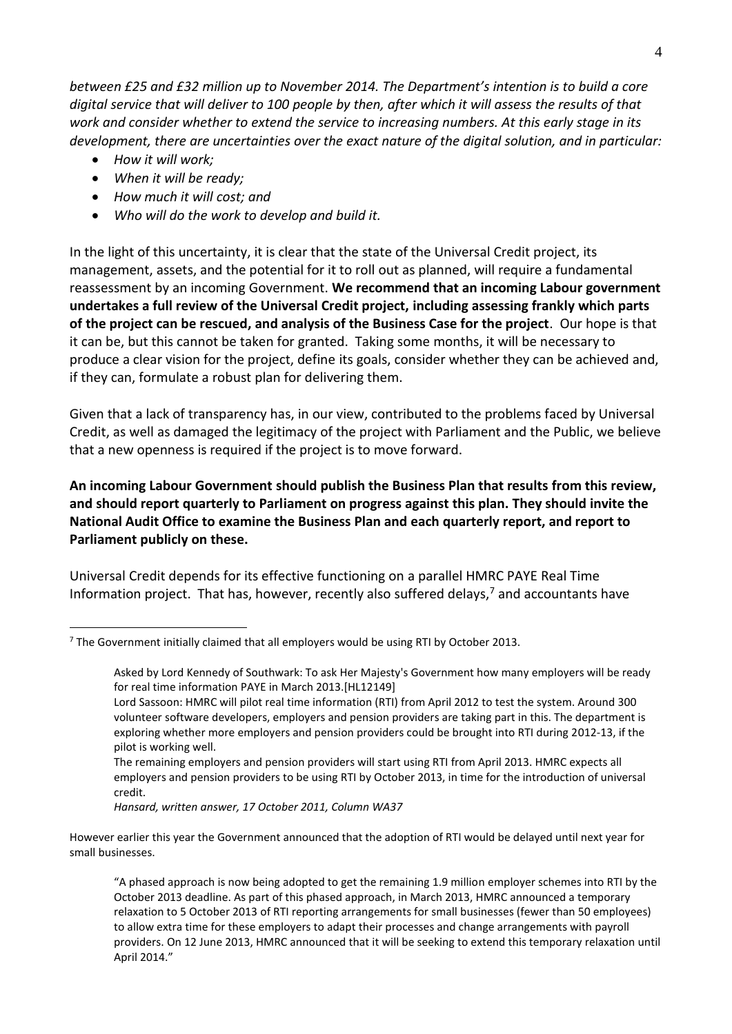*between £25 and £32 million up to November 2014. The Department's intention is to build a core digital service that will deliver to 100 people by then, after which it will assess the results of that work and consider whether to extend the service to increasing numbers. At this early stage in its development, there are uncertainties over the exact nature of the digital solution, and in particular:*

- *How it will work;*
- *When it will be ready;*
- *How much it will cost; and*
- *Who will do the work to develop and build it.*

In the light of this uncertainty, it is clear that the state of the Universal Credit project, its management, assets, and the potential for it to roll out as planned, will require a fundamental reassessment by an incoming Government. **We recommend that an incoming Labour government undertakes a full review of the Universal Credit project, including assessing frankly which parts of the project can be rescued, and analysis of the Business Case for the project**. Our hope is that it can be, but this cannot be taken for granted. Taking some months, it will be necessary to produce a clear vision for the project, define its goals, consider whether they can be achieved and, if they can, formulate a robust plan for delivering them.

Given that a lack of transparency has, in our view, contributed to the problems faced by Universal Credit, as well as damaged the legitimacy of the project with Parliament and the Public, we believe that a new openness is required if the project is to move forward.

**An incoming Labour Government should publish the Business Plan that results from this review, and should report quarterly to Parliament on progress against this plan. They should invite the National Audit Office to examine the Business Plan and each quarterly report, and report to Parliament publicly on these.**

Universal Credit depends for its effective functioning on a parallel HMRC PAYE Real Time Information project. That has, however, recently also suffered delays,[7] and accountants have

---

[7] The Government initially claimed that all employers would be using RTI by October 2013.

> Asked by Lord Kennedy of Southwark: To ask Her Majesty's Government how many employers will be ready for real time information PAYE in March 2013.[HL12149]
>
> Lord Sassoon: HMRC will pilot real time information (RTI) from April 2012 to test the system. Around 300 volunteer software developers, employers and pension providers are taking part in this. The department is exploring whether more employers and pension providers could be brought into RTI during 2012-13, if the pilot is working well.
>
> The remaining employers and pension providers will start using RTI from April 2013. HMRC expects all employers and pension providers to be using RTI by October 2013, in time for the introduction of universal credit.
>
> *Hansard, written answer, 17 October 2011, Column WA37*

However earlier this year the Government announced that the adoption of RTI would be delayed until next year for small businesses.

> "A phased approach is now being adopted to get the remaining 1.9 million employer schemes into RTI by the October 2013 deadline. As part of this phased approach, in March 2013, HMRC announced a temporary relaxation to 5 October 2013 of RTI reporting arrangements for small businesses (fewer than 50 employees) to allow extra time for these employers to adapt their processes and change arrangements with payroll providers. On 12 June 2013, HMRC announced that it will be seeking to extend this temporary relaxation until April 2014."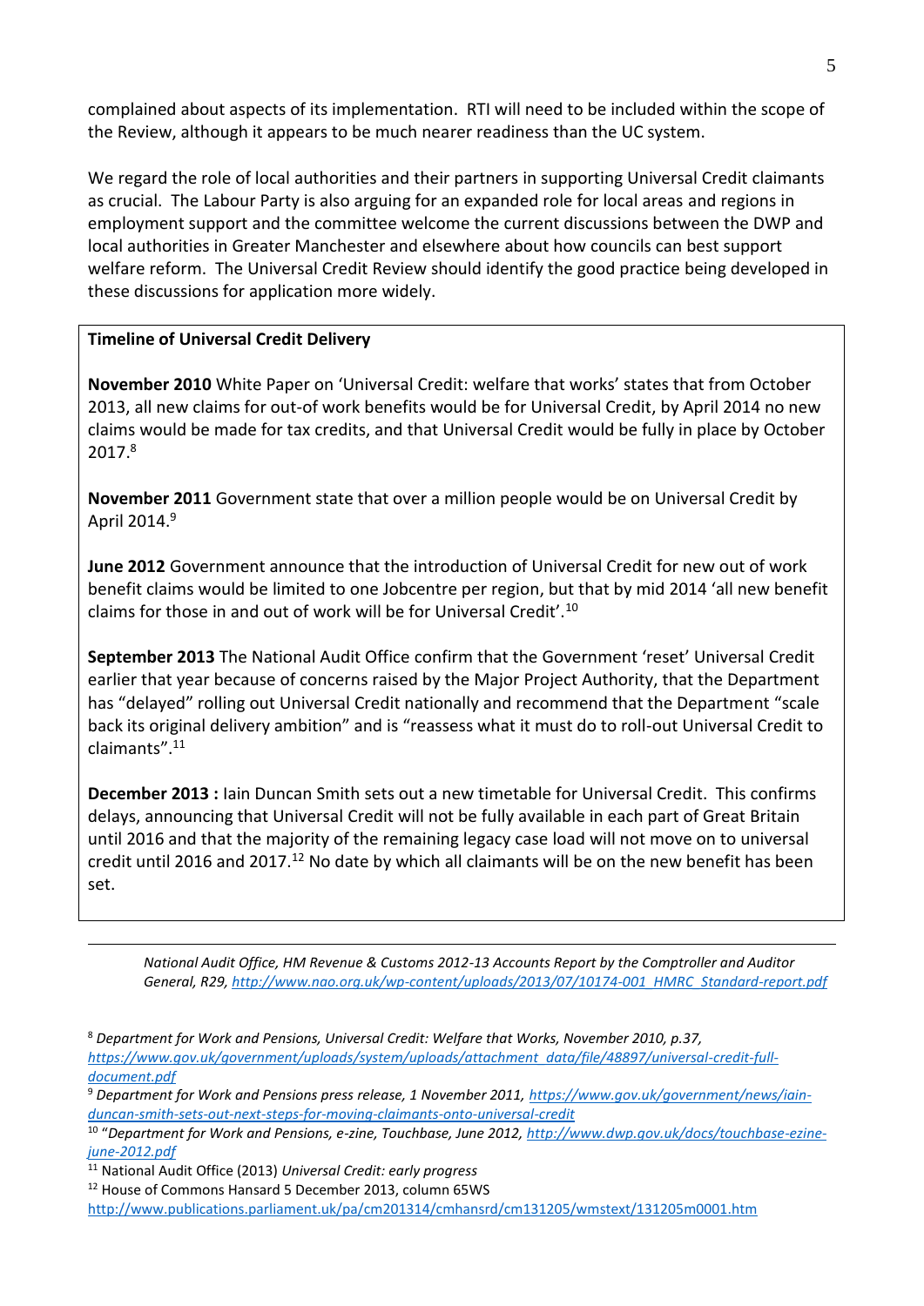complained about aspects of its implementation. RTI will need to be included within the scope of the Review, although it appears to be much nearer readiness than the UC system.

We regard the role of local authorities and their partners in supporting Universal Credit claimants as crucial. The Labour Party is also arguing for an expanded role for local areas and regions in employment support and the committee welcome the current discussions between the DWP and local authorities in Greater Manchester and elsewhere about how councils can best support welfare reform. The Universal Credit Review should identify the good practice being developed in these discussions for application more widely.

**Timeline of Universal Credit Delivery**

**November 2010** White Paper on 'Universal Credit: welfare that works' states that from October 2013, all new claims for out-of work benefits would be for Universal Credit, by April 2014 no new claims would be made for tax credits, and that Universal Credit would be fully in place by October 2017.[8]

**November 2011** Government state that over a million people would be on Universal Credit by April 2014.[9]

**June 2012** Government announce that the introduction of Universal Credit for new out of work benefit claims would be limited to one Jobcentre per region, but that by mid 2014 'all new benefit claims for those in and out of work will be for Universal Credit'.[10]

**September 2013** The National Audit Office confirm that the Government 'reset' Universal Credit earlier that year because of concerns raised by the Major Project Authority, that the Department has "delayed" rolling out Universal Credit nationally and recommend that the Department "scale back its original delivery ambition" and is "reassess what it must do to roll-out Universal Credit to claimants".[11]

**December 2013 :** Iain Duncan Smith sets out a new timetable for Universal Credit. This confirms delays, announcing that Universal Credit will not be fully available in each part of Great Britain until 2016 and that the majority of the remaining legacy case load will not move on to universal credit until 2016 and 2017.[12] No date by which all claimants will be on the new benefit has been set.

---

*National Audit Office, HM Revenue & Customs 2012-13 Accounts Report by the Comptroller and Auditor General, R29, http://www.nao.org.uk/wp-content/uploads/2013/07/10174-001_HMRC_Standard-report.pdf*

[8] *Department for Work and Pensions, Universal Credit: Welfare that Works, November 2010, p.37,* https://www.gov.uk/government/uploads/system/uploads/attachment_data/file/48897/universal-credit-full-document.pdf

[9] *Department for Work and Pensions press release, 1 November 2011,* https://www.gov.uk/government/news/iain-duncan-smith-sets-out-next-steps-for-moving-claimants-onto-universal-credit

[10] "*Department for Work and Pensions, e-zine, Touchbase, June 2012,* http://www.dwp.gov.uk/docs/touchbase-ezine-june-2012.pdf

[11] National Audit Office (2013) *Universal Credit: early progress*

[12] House of Commons Hansard 5 December 2013, column 65WS http://www.publications.parliament.uk/pa/cm201314/cmhansrd/cm131205/wmstext/131205m0001.htm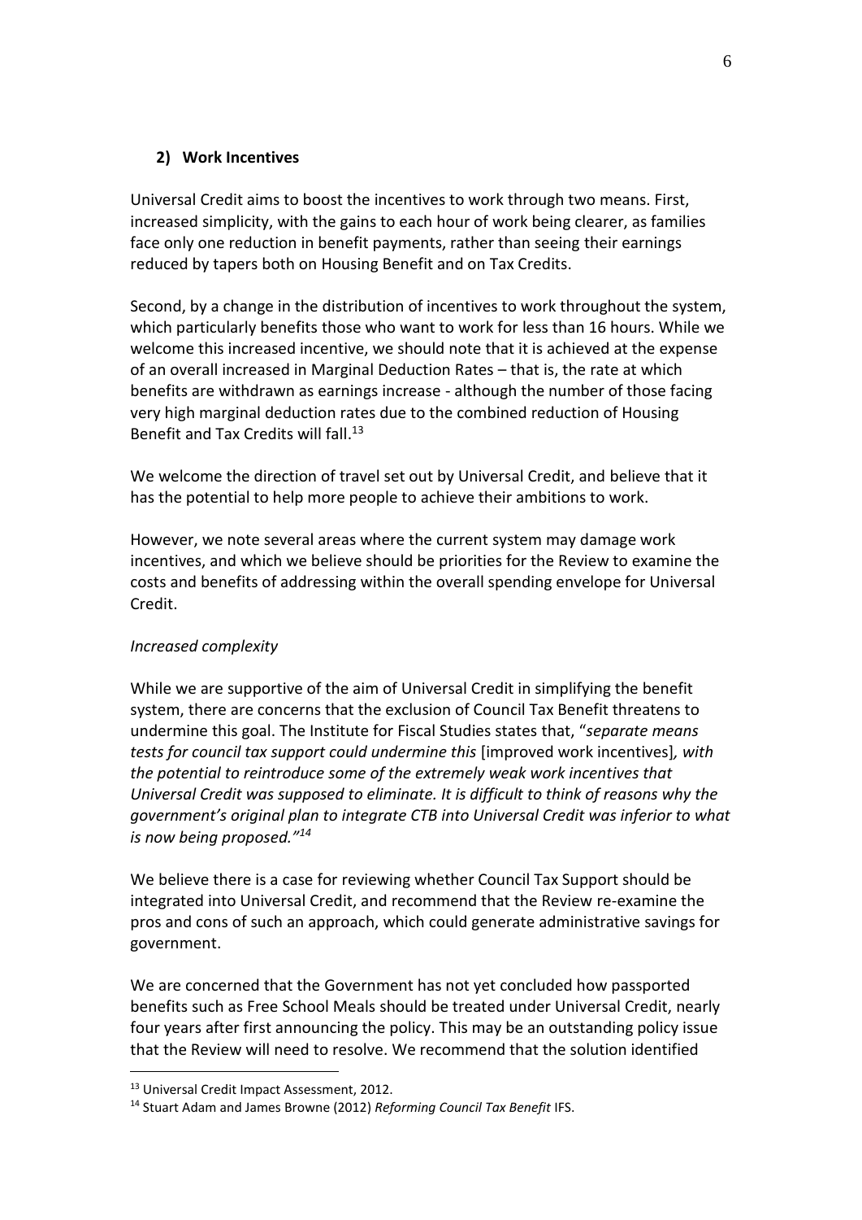## 2) Work Incentives

Universal Credit aims to boost the incentives to work through two means. First, increased simplicity, with the gains to each hour of work being clearer, as families face only one reduction in benefit payments, rather than seeing their earnings reduced by tapers both on Housing Benefit and on Tax Credits.

Second, by a change in the distribution of incentives to work throughout the system, which particularly benefits those who want to work for less than 16 hours. While we welcome this increased incentive, we should note that it is achieved at the expense of an overall increased in Marginal Deduction Rates – that is, the rate at which benefits are withdrawn as earnings increase - although the number of those facing very high marginal deduction rates due to the combined reduction of Housing Benefit and Tax Credits will fall.[13]

We welcome the direction of travel set out by Universal Credit, and believe that it has the potential to help more people to achieve their ambitions to work.

However, we note several areas where the current system may damage work incentives, and which we believe should be priorities for the Review to examine the costs and benefits of addressing within the overall spending envelope for Universal Credit.

*Increased complexity*

While we are supportive of the aim of Universal Credit in simplifying the benefit system, there are concerns that the exclusion of Council Tax Benefit threatens to undermine this goal. The Institute for Fiscal Studies states that, "*separate means tests for council tax support could undermine this* [improved work incentives]*, with the potential to reintroduce some of the extremely weak work incentives that Universal Credit was supposed to eliminate. It is difficult to think of reasons why the government's original plan to integrate CTB into Universal Credit was inferior to what is now being proposed.*"[14]

We believe there is a case for reviewing whether Council Tax Support should be integrated into Universal Credit, and recommend that the Review re-examine the pros and cons of such an approach, which could generate administrative savings for government.

We are concerned that the Government has not yet concluded how passported benefits such as Free School Meals should be treated under Universal Credit, nearly four years after first announcing the policy. This may be an outstanding policy issue that the Review will need to resolve. We recommend that the solution identified

---

[13] Universal Credit Impact Assessment, 2012.

[14] Stuart Adam and James Browne (2012) *Reforming Council Tax Benefit* IFS.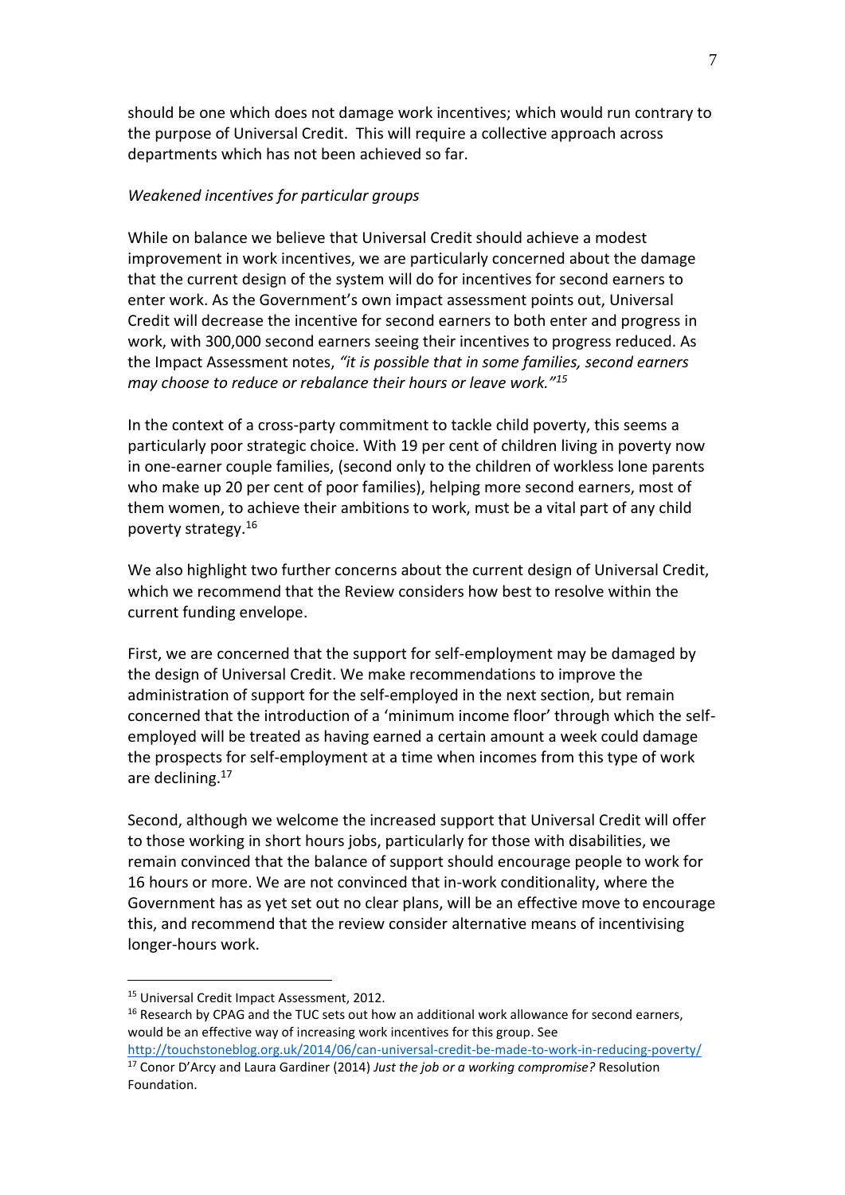should be one which does not damage work incentives; which would run contrary to the purpose of Universal Credit. This will require a collective approach across departments which has not been achieved so far.

*Weakened incentives for particular groups*

While on balance we believe that Universal Credit should achieve a modest improvement in work incentives, we are particularly concerned about the damage that the current design of the system will do for incentives for second earners to enter work. As the Government's own impact assessment points out, Universal Credit will decrease the incentive for second earners to both enter and progress in work, with 300,000 second earners seeing their incentives to progress reduced. As the Impact Assessment notes, *"it is possible that in some families, second earners may choose to reduce or rebalance their hours or leave work."*[15]

In the context of a cross-party commitment to tackle child poverty, this seems a particularly poor strategic choice. With 19 per cent of children living in poverty now in one-earner couple families, (second only to the children of workless lone parents who make up 20 per cent of poor families), helping more second earners, most of them women, to achieve their ambitions to work, must be a vital part of any child poverty strategy.[16]

We also highlight two further concerns about the current design of Universal Credit, which we recommend that the Review considers how best to resolve within the current funding envelope.

First, we are concerned that the support for self-employment may be damaged by the design of Universal Credit. We make recommendations to improve the administration of support for the self-employed in the next section, but remain concerned that the introduction of a 'minimum income floor' through which the self-employed will be treated as having earned a certain amount a week could damage the prospects for self-employment at a time when incomes from this type of work are declining.[17]

Second, although we welcome the increased support that Universal Credit will offer to those working in short hours jobs, particularly for those with disabilities, we remain convinced that the balance of support should encourage people to work for 16 hours or more. We are not convinced that in-work conditionality, where the Government has as yet set out no clear plans, will be an effective move to encourage this, and recommend that the review consider alternative means of incentivising longer-hours work.

---

[15] Universal Credit Impact Assessment, 2012.

[16] Research by CPAG and the TUC sets out how an additional work allowance for second earners, would be an effective way of increasing work incentives for this group. See http://touchstoneblog.org.uk/2014/06/can-universal-credit-be-made-to-work-in-reducing-poverty/

[17] Conor D'Arcy and Laura Gardiner (2014) *Just the job or a working compromise?* Resolution Foundation.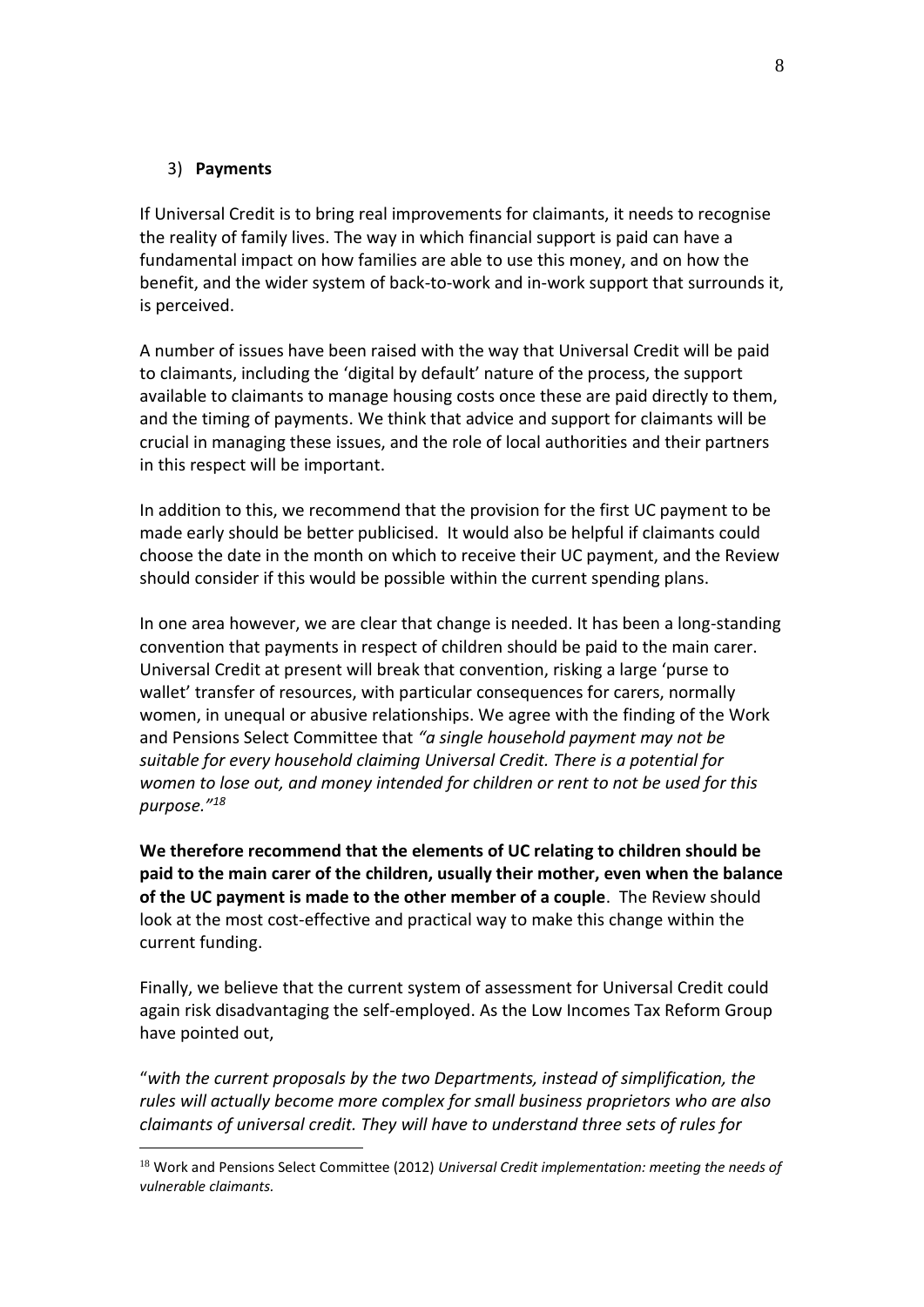3) **Payments**

If Universal Credit is to bring real improvements for claimants, it needs to recognise the reality of family lives. The way in which financial support is paid can have a fundamental impact on how families are able to use this money, and on how the benefit, and the wider system of back-to-work and in-work support that surrounds it, is perceived.

A number of issues have been raised with the way that Universal Credit will be paid to claimants, including the 'digital by default' nature of the process, the support available to claimants to manage housing costs once these are paid directly to them, and the timing of payments. We think that advice and support for claimants will be crucial in managing these issues, and the role of local authorities and their partners in this respect will be important.

In addition to this, we recommend that the provision for the first UC payment to be made early should be better publicised. It would also be helpful if claimants could choose the date in the month on which to receive their UC payment, and the Review should consider if this would be possible within the current spending plans.

In one area however, we are clear that change is needed. It has been a long-standing convention that payments in respect of children should be paid to the main carer. Universal Credit at present will break that convention, risking a large 'purse to wallet' transfer of resources, with particular consequences for carers, normally women, in unequal or abusive relationships. We agree with the finding of the Work and Pensions Select Committee that *"a single household payment may not be suitable for every household claiming Universal Credit. There is a potential for women to lose out, and money intended for children or rent to not be used for this purpose."*[18]

**We therefore recommend that the elements of UC relating to children should be paid to the main carer of the children, usually their mother, even when the balance of the UC payment is made to the other member of a couple**. The Review should look at the most cost-effective and practical way to make this change within the current funding.

Finally, we believe that the current system of assessment for Universal Credit could again risk disadvantaging the self-employed. As the Low Incomes Tax Reform Group have pointed out,

"*with the current proposals by the two Departments, instead of simplification, the rules will actually become more complex for small business proprietors who are also claimants of universal credit. They will have to understand three sets of rules for*

---

[18] Work and Pensions Select Committee (2012) *Universal Credit implementation: meeting the needs of vulnerable claimants.*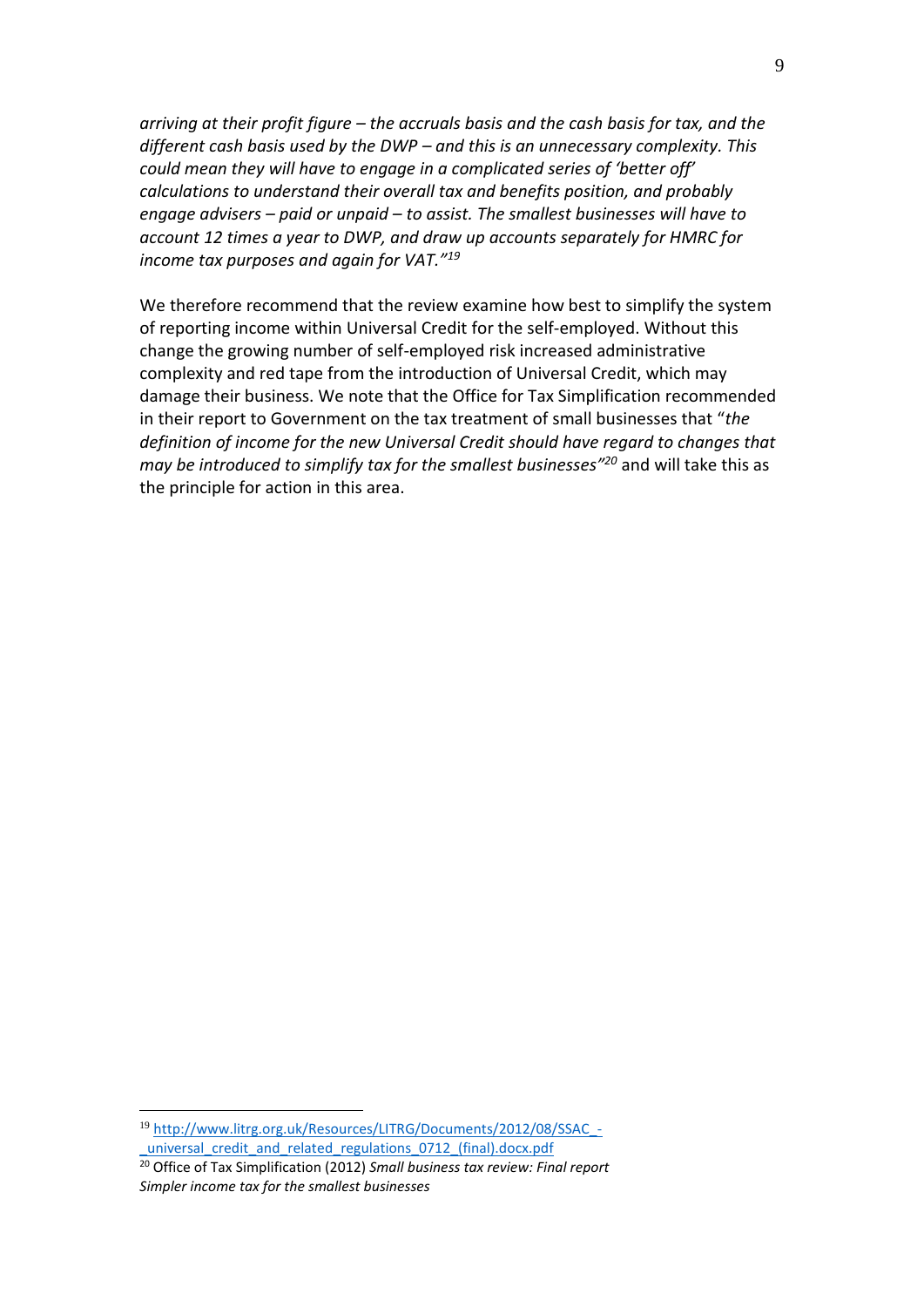*arriving at their profit figure – the accruals basis and the cash basis for tax, and the different cash basis used by the DWP – and this is an unnecessary complexity. This could mean they will have to engage in a complicated series of 'better off' calculations to understand their overall tax and benefits position, and probably engage advisers – paid or unpaid – to assist. The smallest businesses will have to account 12 times a year to DWP, and draw up accounts separately for HMRC for income tax purposes and again for VAT."*[19]

We therefore recommend that the review examine how best to simplify the system of reporting income within Universal Credit for the self-employed. Without this change the growing number of self-employed risk increased administrative complexity and red tape from the introduction of Universal Credit, which may damage their business. We note that the Office for Tax Simplification recommended in their report to Government on the tax treatment of small businesses that "*the definition of income for the new Universal Credit should have regard to changes that may be introduced to simplify tax for the smallest businesses"*[20] and will take this as the principle for action in this area.

---

[19] [http://www.litrg.org.uk/Resources/LITRG/Documents/2012/08/SSAC_-_universal_credit_and_related_regulations_0712_(final).docx.pdf](http://www.litrg.org.uk/Resources/LITRG/Documents/2012/08/SSAC_-_universal_credit_and_related_regulations_0712_(final).docx.pdf)

[20] Office of Tax Simplification (2012) *Small business tax review: Final report Simpler income tax for the smallest businesses*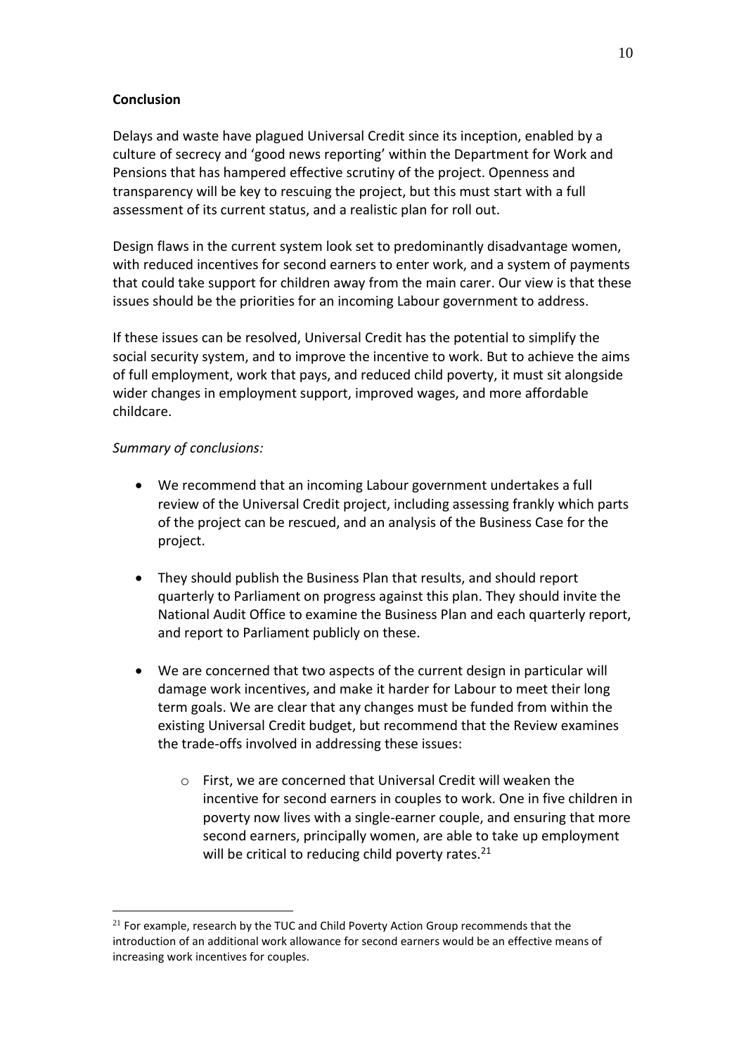**Conclusion**

Delays and waste have plagued Universal Credit since its inception, enabled by a culture of secrecy and 'good news reporting' within the Department for Work and Pensions that has hampered effective scrutiny of the project. Openness and transparency will be key to rescuing the project, but this must start with a full assessment of its current status, and a realistic plan for roll out.

Design flaws in the current system look set to predominantly disadvantage women, with reduced incentives for second earners to enter work, and a system of payments that could take support for children away from the main carer. Our view is that these issues should be the priorities for an incoming Labour government to address.

If these issues can be resolved, Universal Credit has the potential to simplify the social security system, and to improve the incentive to work. But to achieve the aims of full employment, work that pays, and reduced child poverty, it must sit alongside wider changes in employment support, improved wages, and more affordable childcare.

*Summary of conclusions:*

- We recommend that an incoming Labour government undertakes a full review of the Universal Credit project, including assessing frankly which parts of the project can be rescued, and an analysis of the Business Case for the project.
- They should publish the Business Plan that results, and should report quarterly to Parliament on progress against this plan. They should invite the National Audit Office to examine the Business Plan and each quarterly report, and report to Parliament publicly on these.
- We are concerned that two aspects of the current design in particular will damage work incentives, and make it harder for Labour to meet their long term goals. We are clear that any changes must be funded from within the existing Universal Credit budget, but recommend that the Review examines the trade-offs involved in addressing these issues:
    - First, we are concerned that Universal Credit will weaken the incentive for second earners in couples to work. One in five children in poverty now lives with a single-earner couple, and ensuring that more second earners, principally women, are able to take up employment will be critical to reducing child poverty rates.[21]

[21] For example, research by the TUC and Child Poverty Action Group recommends that the introduction of an additional work allowance for second earners would be an effective means of increasing work incentives for couples.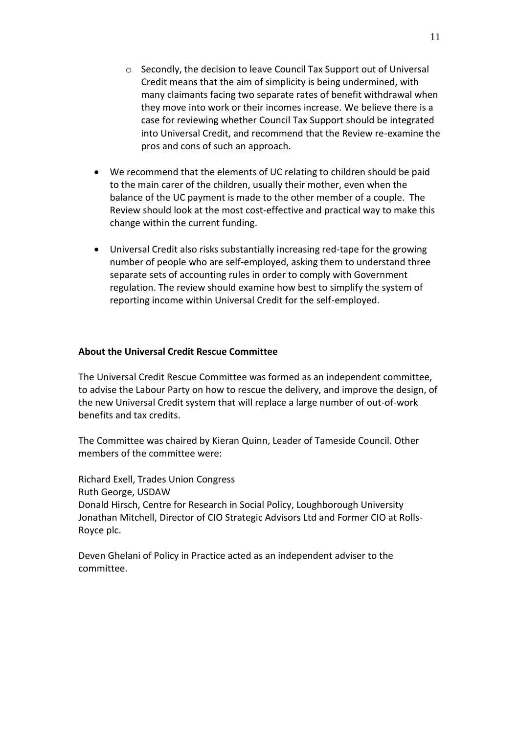- Secondly, the decision to leave Council Tax Support out of Universal Credit means that the aim of simplicity is being undermined, with many claimants facing two separate rates of benefit withdrawal when they move into work or their incomes increase. We believe there is a case for reviewing whether Council Tax Support should be integrated into Universal Credit, and recommend that the Review re-examine the pros and cons of such an approach.

- We recommend that the elements of UC relating to children should be paid to the main carer of the children, usually their mother, even when the balance of the UC payment is made to the other member of a couple. The Review should look at the most cost-effective and practical way to make this change within the current funding.

- Universal Credit also risks substantially increasing red-tape for the growing number of people who are self-employed, asking them to understand three separate sets of accounting rules in order to comply with Government regulation. The review should examine how best to simplify the system of reporting income within Universal Credit for the self-employed.

**About the Universal Credit Rescue Committee**

The Universal Credit Rescue Committee was formed as an independent committee, to advise the Labour Party on how to rescue the delivery, and improve the design, of the new Universal Credit system that will replace a large number of out-of-work benefits and tax credits.

The Committee was chaired by Kieran Quinn, Leader of Tameside Council. Other members of the committee were:

Richard Exell, Trades Union Congress
Ruth George, USDAW
Donald Hirsch, Centre for Research in Social Policy, Loughborough University
Jonathan Mitchell, Director of CIO Strategic Advisors Ltd and Former CIO at Rolls-Royce plc.

Deven Ghelani of Policy in Practice acted as an independent adviser to the committee.